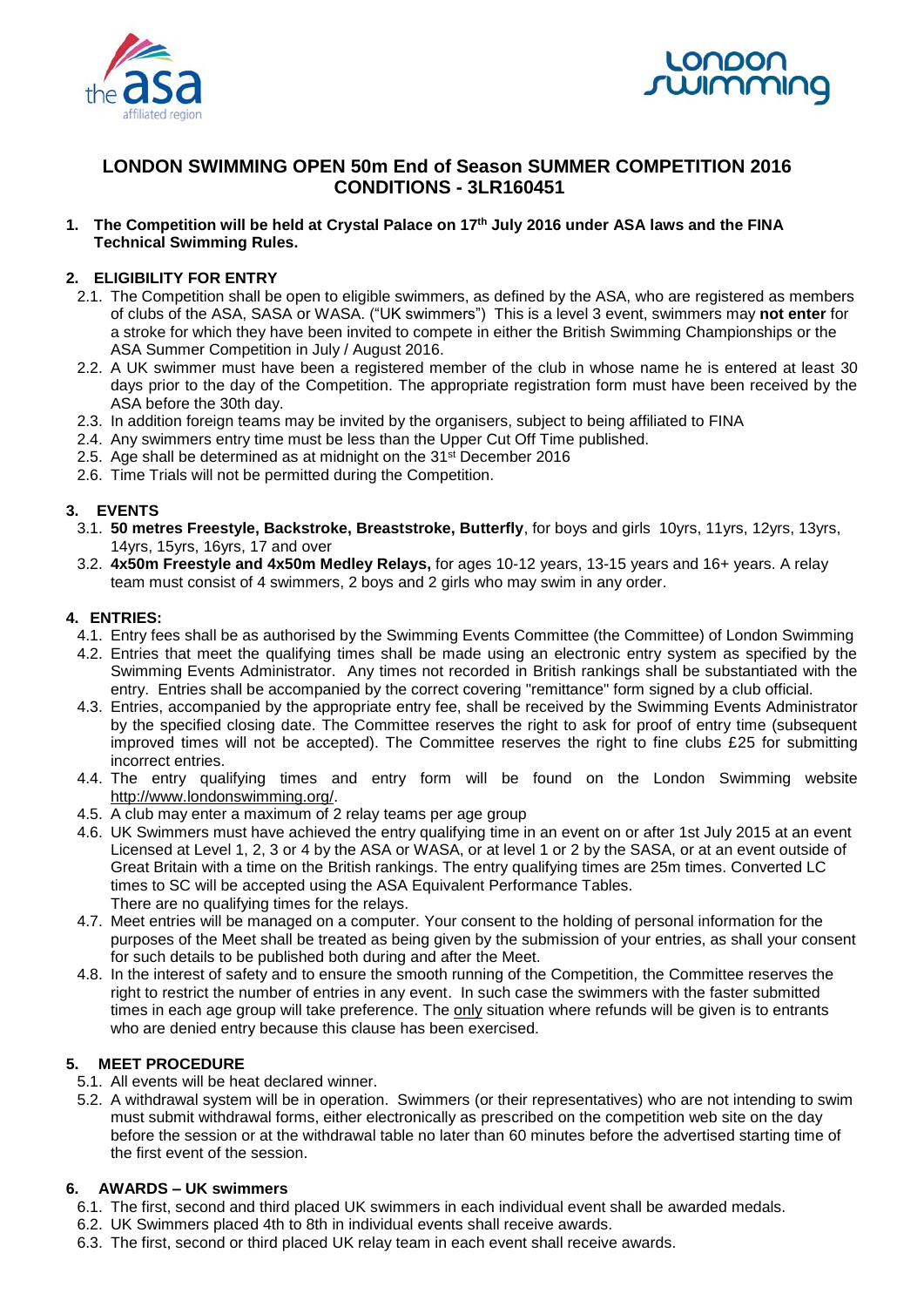# LONDON SWIMMING OPEN 50m End of Season SUMMER COMPETITION 2016
## CONDITIONS - 3LR160451

**1. The Competition will be held at Crystal Palace on 17th July 2016 under ASA laws and the FINA Technical Swimming Rules.**

### 2. ELIGIBILITY FOR ENTRY

2.1. The Competition shall be open to eligible swimmers, as defined by the ASA, who are registered as members of clubs of the ASA, SASA or WASA. ("UK swimmers") This is a level 3 event, swimmers may **not enter** for a stroke for which they have been invited to compete in either the British Swimming Championships or the ASA Summer Competition in July / August 2016.

2.2. A UK swimmer must have been a registered member of the club in whose name he is entered at least 30 days prior to the day of the Competition. The appropriate registration form must have been received by the ASA before the 30th day.

2.3. In addition foreign teams may be invited by the organisers, subject to being affiliated to FINA

2.4. Any swimmers entry time must be less than the Upper Cut Off Time published.

2.5. Age shall be determined as at midnight on the 31st December 2016

2.6. Time Trials will not be permitted during the Competition.

### 3. EVENTS

3.1. **50 metres Freestyle, Backstroke, Breaststroke, Butterfly**, for boys and girls 10yrs, 11yrs, 12yrs, 13yrs, 14yrs, 15yrs, 16yrs, 17 and over

3.2. **4x50m Freestyle and 4x50m Medley Relays,** for ages 10-12 years, 13-15 years and 16+ years. A relay team must consist of 4 swimmers, 2 boys and 2 girls who may swim in any order.

### 4. ENTRIES:

4.1. Entry fees shall be as authorised by the Swimming Events Committee (the Committee) of London Swimming

4.2. Entries that meet the qualifying times shall be made using an electronic entry system as specified by the Swimming Events Administrator. Any times not recorded in British rankings shall be substantiated with the entry. Entries shall be accompanied by the correct covering "remittance" form signed by a club official.

4.3. Entries, accompanied by the appropriate entry fee, shall be received by the Swimming Events Administrator by the specified closing date. The Committee reserves the right to ask for proof of entry time (subsequent improved times will not be accepted). The Committee reserves the right to fine clubs £25 for submitting incorrect entries.

4.4. The entry qualifying times and entry form will be found on the London Swimming website http://www.londonswimming.org/.

4.5. A club may enter a maximum of 2 relay teams per age group

4.6. UK Swimmers must have achieved the entry qualifying time in an event on or after 1st July 2015 at an event Licensed at Level 1, 2, 3 or 4 by the ASA or WASA, or at level 1 or 2 by the SASA, or at an event outside of Great Britain with a time on the British rankings. The entry qualifying times are 25m times. Converted LC times to SC will be accepted using the ASA Equivalent Performance Tables.
There are no qualifying times for the relays.

4.7. Meet entries will be managed on a computer. Your consent to the holding of personal information for the purposes of the Meet shall be treated as being given by the submission of your entries, as shall your consent for such details to be published both during and after the Meet.

4.8. In the interest of safety and to ensure the smooth running of the Competition, the Committee reserves the right to restrict the number of entries in any event. In such case the swimmers with the faster submitted times in each age group will take preference. The only situation where refunds will be given is to entrants who are denied entry because this clause has been exercised.

### 5. MEET PROCEDURE

5.1. All events will be heat declared winner.

5.2. A withdrawal system will be in operation. Swimmers (or their representatives) who are not intending to swim must submit withdrawal forms, either electronically as prescribed on the competition web site on the day before the session or at the withdrawal table no later than 60 minutes before the advertised starting time of the first event of the session.

### 6. AWARDS – UK swimmers

6.1. The first, second and third placed UK swimmers in each individual event shall be awarded medals.

6.2. UK Swimmers placed 4th to 8th in individual events shall receive awards.

6.3. The first, second or third placed UK relay team in each event shall receive awards.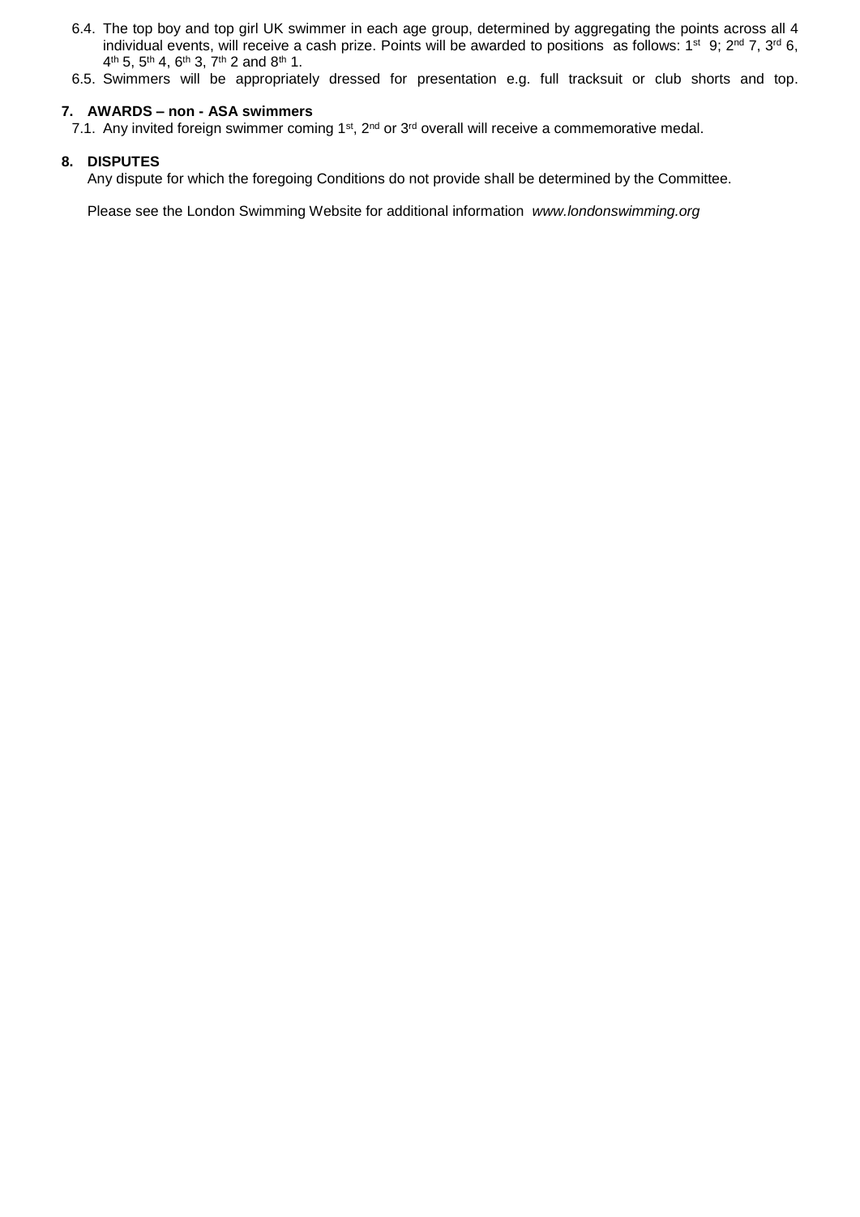6.4. The top boy and top girl UK swimmer in each age group, determined by aggregating the points across all 4 individual events, will receive a cash prize. Points will be awarded to positions as follows: 1st 9; 2nd 7, 3rd 6, 4th 5, 5th 4, 6th 3, 7th 2 and 8th 1.

6.5. Swimmers will be appropriately dressed for presentation e.g. full tracksuit or club shorts and top.

### 7. AWARDS – non - ASA swimmers

7.1. Any invited foreign swimmer coming 1st, 2nd or 3rd overall will receive a commemorative medal.

### 8. DISPUTES

Any dispute for which the foregoing Conditions do not provide shall be determined by the Committee.

Please see the London Swimming Website for additional information *www.londonswimming.org*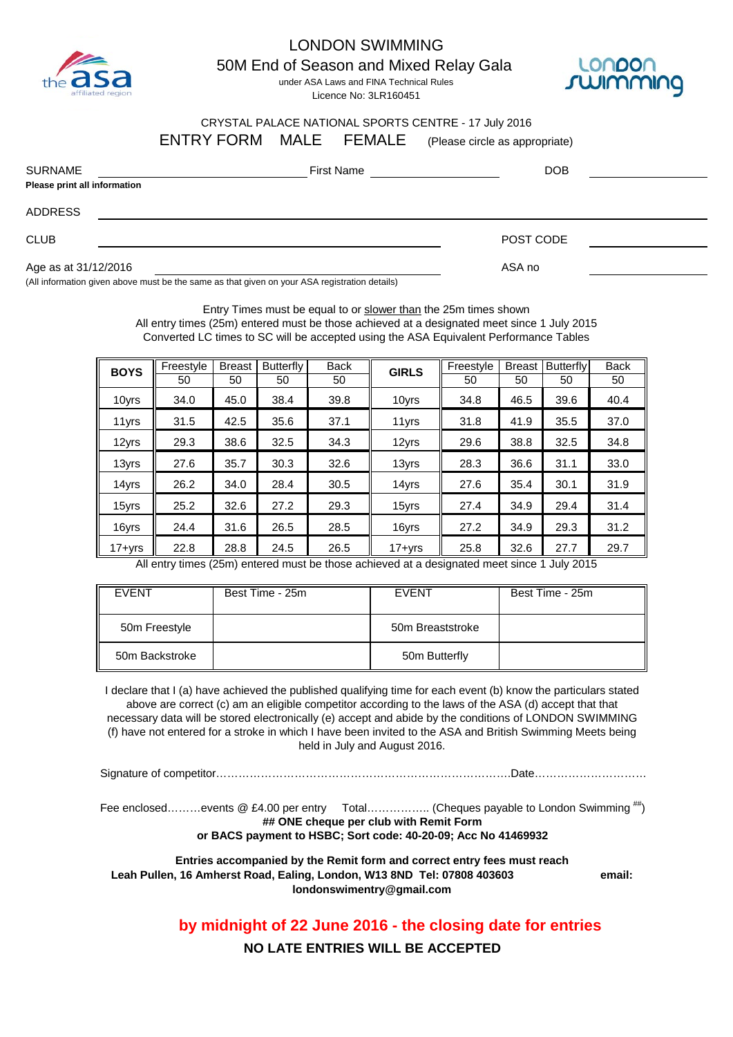# LONDON SWIMMING

## 50M End of Season and Mixed Relay Gala

under ASA Laws and FINA Technical Rules

Licence No: 3LR160451

CRYSTAL PALACE NATIONAL SPORTS CENTRE - 17 July 2016

ENTRY FORM MALE FEMALE (Please circle as appropriate)

SURNAME ______________________ First Name ______________ DOB ____________

**Please print all information**

ADDRESS ________________________________________________

CLUB ______________________________ POST CODE ____________

Age as at 31/12/2016 ______________________ ASA no ____________

(All information given above must be the same as that given on your ASA registration details)

Entry Times must be equal to or slower than the 25m times shown

All entry times (25m) entered must be those achieved at a designated meet since 1 July 2015

Converted LC times to SC will be accepted using the ASA Equivalent Performance Tables

| BOYS | Freestyle 50 | Breast 50 | Butterfly 50 | Back 50 | GIRLS | Freestyle 50 | Breast 50 | Butterfly 50 | Back 50 |
|---|---|---|---|---|---|---|---|---|---|
| 10yrs | 34.0 | 45.0 | 38.4 | 39.8 | 10yrs | 34.8 | 46.5 | 39.6 | 40.4 |
| 11yrs | 31.5 | 42.5 | 35.6 | 37.1 | 11yrs | 31.8 | 41.9 | 35.5 | 37.0 |
| 12yrs | 29.3 | 38.6 | 32.5 | 34.3 | 12yrs | 29.6 | 38.8 | 32.5 | 34.8 |
| 13yrs | 27.6 | 35.7 | 30.3 | 32.6 | 13yrs | 28.3 | 36.6 | 31.1 | 33.0 |
| 14yrs | 26.2 | 34.0 | 28.4 | 30.5 | 14yrs | 27.6 | 35.4 | 30.1 | 31.9 |
| 15yrs | 25.2 | 32.6 | 27.2 | 29.3 | 15yrs | 27.4 | 34.9 | 29.4 | 31.4 |
| 16yrs | 24.4 | 31.6 | 26.5 | 28.5 | 16yrs | 27.2 | 34.9 | 29.3 | 31.2 |
| 17+yrs | 22.8 | 28.8 | 24.5 | 26.5 | 17+yrs | 25.8 | 32.6 | 27.7 | 29.7 |

All entry times (25m) entered must be those achieved at a designated meet since 1 July 2015

| EVENT | Best Time - 25m | EVENT | Best Time - 25m |
|---|---|---|---|
| 50m Freestyle | | 50m Breaststroke | |
| 50m Backstroke | | 50m Butterfly | |

I declare that I (a) have achieved the published qualifying time for each event (b) know the particulars stated above are correct (c) am an eligible competitor according to the laws of the ASA (d) accept that that necessary data will be stored electronically (e) accept and abide by the conditions of LONDON SWIMMING (f) have not entered for a stroke in which I have been invited to the ASA and British Swimming Meets being held in July and August 2016.

Signature of competitor…………………………………………………………………….Date…………………………

Fee enclosed………events @ £4.00 per entry Total…………….. (Cheques payable to London Swimming ##)

**## ONE cheque per club with Remit Form**

**or BACS payment to HSBC; Sort code: 40-20-09; Acc No 41469932**

**Entries accompanied by the Remit form and correct entry fees must reach Leah Pullen, 16 Amherst Road, Ealing, London, W13 8ND Tel: 07808 403603 email: londonswimentry@gmail.com**

**by midnight of 22 June 2016 - the closing date for entries**

**NO LATE ENTRIES WILL BE ACCEPTED**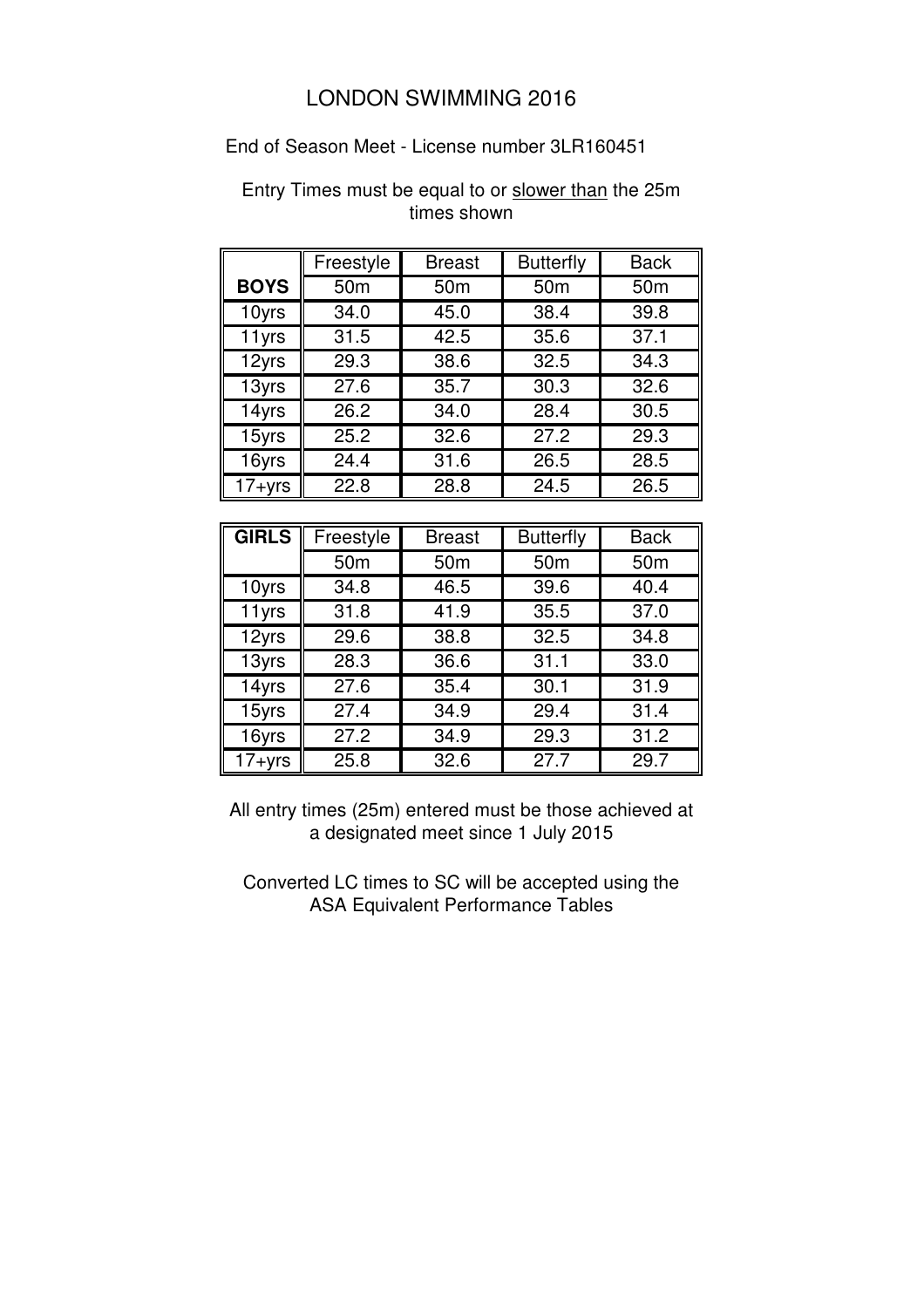# LONDON SWIMMING 2016

End of Season Meet - License number 3LR160451

Entry Times must be equal to or <u>slower than</u> the 25m times shown

| | Freestyle | Breast | Butterfly | Back |
|---|---|---|---|---|
| **BOYS** | 50m | 50m | 50m | 50m |
| 10yrs | 34.0 | 45.0 | 38.4 | 39.8 |
| 11yrs | 31.5 | 42.5 | 35.6 | 37.1 |
| 12yrs | 29.3 | 38.6 | 32.5 | 34.3 |
| 13yrs | 27.6 | 35.7 | 30.3 | 32.6 |
| 14yrs | 26.2 | 34.0 | 28.4 | 30.5 |
| 15yrs | 25.2 | 32.6 | 27.2 | 29.3 |
| 16yrs | 24.4 | 31.6 | 26.5 | 28.5 |
| 17+yrs | 22.8 | 28.8 | 24.5 | 26.5 |

| **GIRLS** | Freestyle | Breast | Butterfly | Back |
|---|---|---|---|---|
| | 50m | 50m | 50m | 50m |
| 10yrs | 34.8 | 46.5 | 39.6 | 40.4 |
| 11yrs | 31.8 | 41.9 | 35.5 | 37.0 |
| 12yrs | 29.6 | 38.8 | 32.5 | 34.8 |
| 13yrs | 28.3 | 36.6 | 31.1 | 33.0 |
| 14yrs | 27.6 | 35.4 | 30.1 | 31.9 |
| 15yrs | 27.4 | 34.9 | 29.4 | 31.4 |
| 16yrs | 27.2 | 34.9 | 29.3 | 31.2 |
| 17+yrs | 25.8 | 32.6 | 27.7 | 29.7 |

All entry times (25m) entered must be those achieved at a designated meet since 1 July 2015

Converted LC times to SC will be accepted using the ASA Equivalent Performance Tables